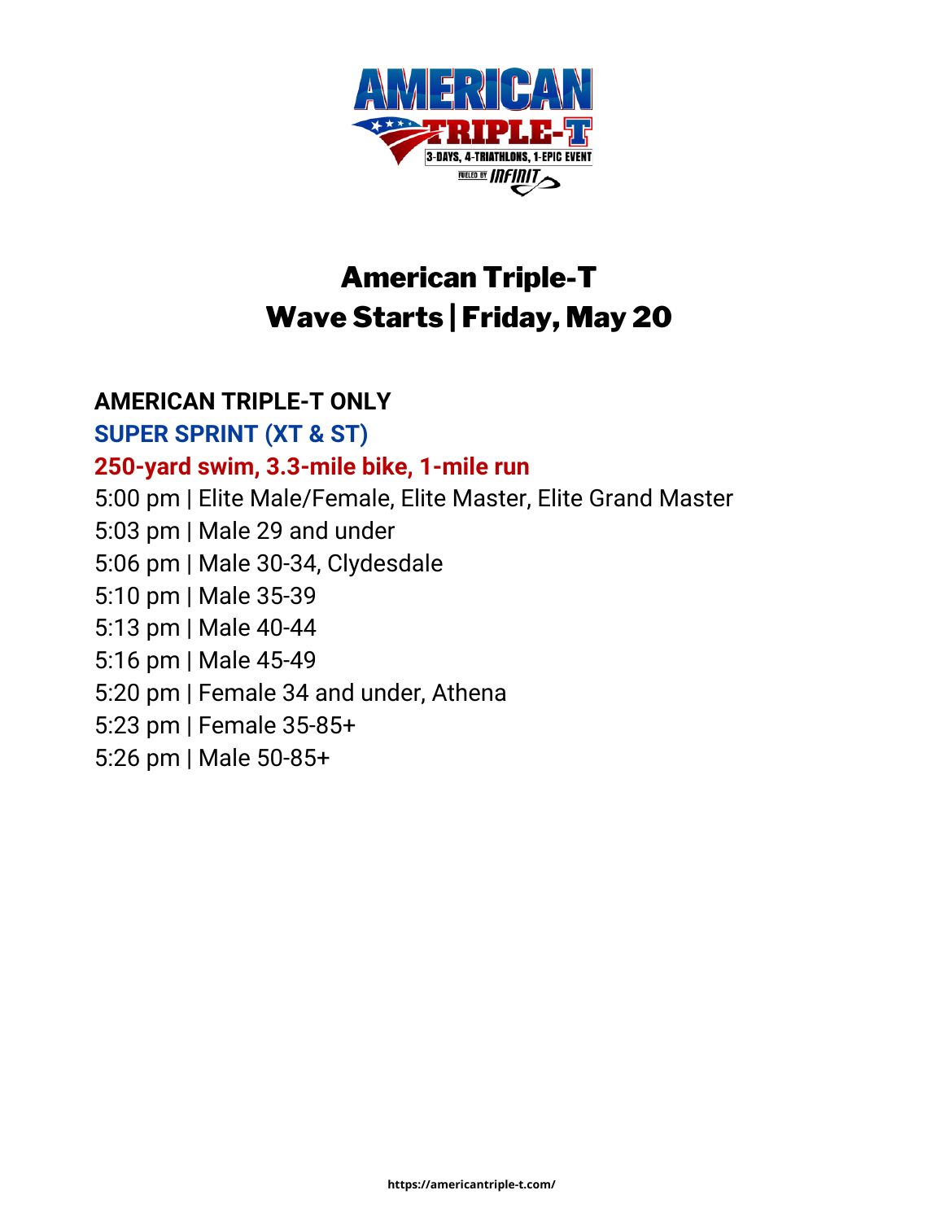# American Triple-T
# Wave Starts | Friday, May 20

**AMERICAN TRIPLE-T ONLY**

**SUPER SPRINT (XT & ST)**

**250-yard swim, 3.3-mile bike, 1-mile run**

5:00 pm | Elite Male/Female, Elite Master, Elite Grand Master
5:03 pm | Male 29 and under
5:06 pm | Male 30-34, Clydesdale
5:10 pm | Male 35-39
5:13 pm | Male 40-44
5:16 pm | Male 45-49
5:20 pm | Female 34 and under, Athena
5:23 pm | Female 35-85+
5:26 pm | Male 50-85+

https://americantriple-t.com/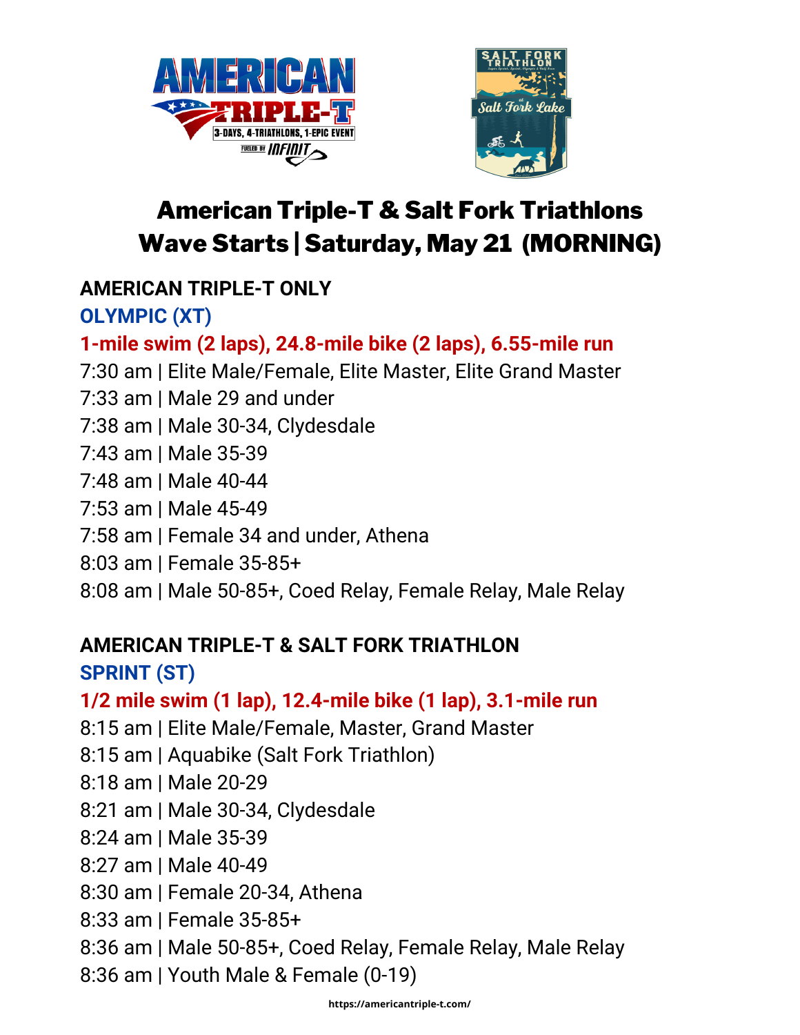# American Triple-T & Salt Fork Triathlons
# Wave Starts | Saturday, May 21 (MORNING)

## AMERICAN TRIPLE-T ONLY

### OLYMPIC (XT)

**1-mile swim (2 laps), 24.8-mile bike (2 laps), 6.55-mile run**

7:30 am | Elite Male/Female, Elite Master, Elite Grand Master
7:33 am | Male 29 and under
7:38 am | Male 30-34, Clydesdale
7:43 am | Male 35-39
7:48 am | Male 40-44
7:53 am | Male 45-49
7:58 am | Female 34 and under, Athena
8:03 am | Female 35-85+
8:08 am | Male 50-85+, Coed Relay, Female Relay, Male Relay

## AMERICAN TRIPLE-T & SALT FORK TRIATHLON

### SPRINT (ST)

**1/2 mile swim (1 lap), 12.4-mile bike (1 lap), 3.1-mile run**

8:15 am | Elite Male/Female, Master, Grand Master
8:15 am | Aquabike (Salt Fork Triathlon)
8:18 am | Male 20-29
8:21 am | Male 30-34, Clydesdale
8:24 am | Male 35-39
8:27 am | Male 40-49
8:30 am | Female 20-34, Athena
8:33 am | Female 35-85+
8:36 am | Male 50-85+, Coed Relay, Female Relay, Male Relay
8:36 am | Youth Male & Female (0-19)

https://americantriple-t.com/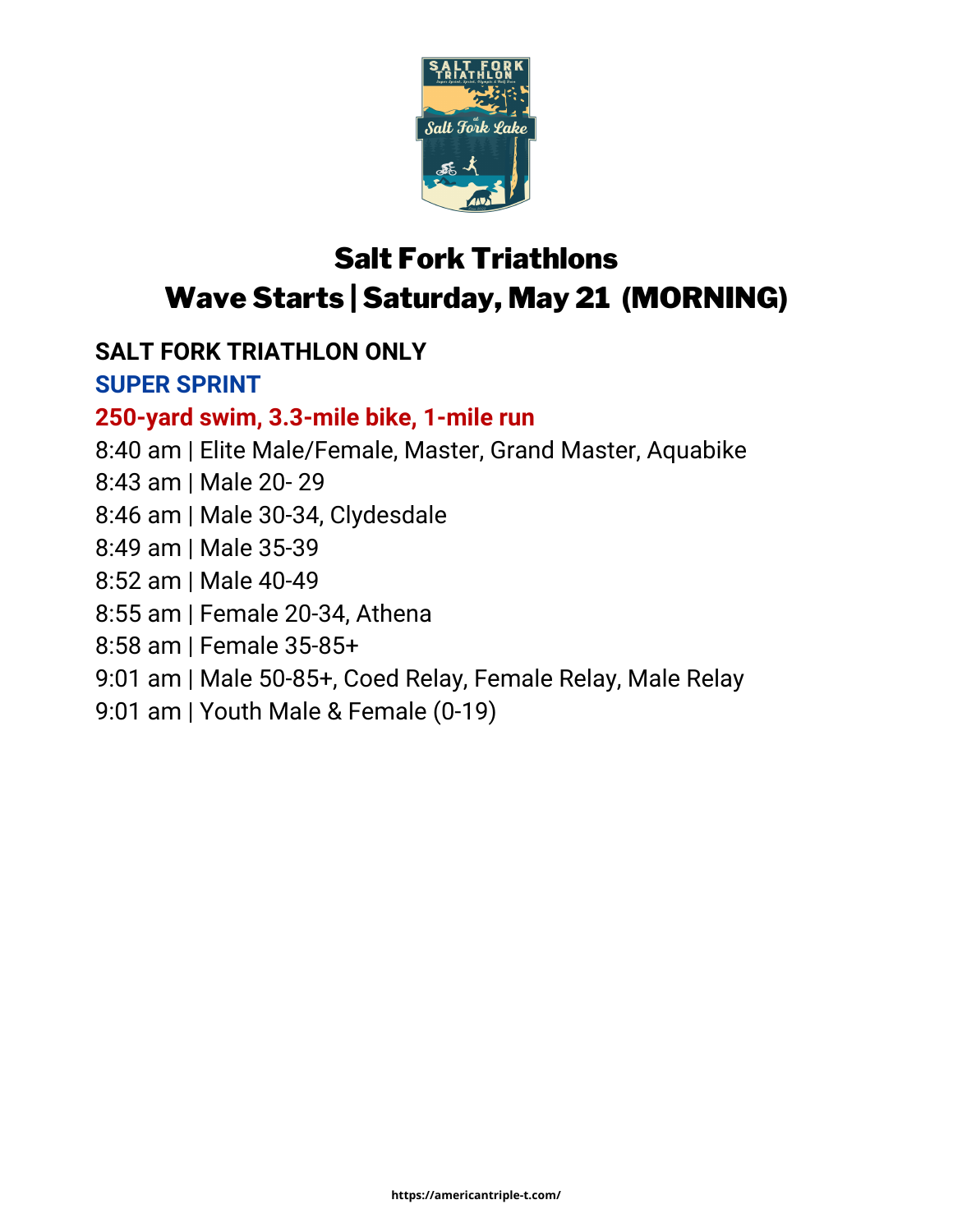# Salt Fork Triathlons

# Wave Starts | Saturday, May 21 (MORNING)

**SALT FORK TRIATHLON ONLY**

**SUPER SPRINT**

**250-yard swim, 3.3-mile bike, 1-mile run**

8:40 am | Elite Male/Female, Master, Grand Master, Aquabike

8:43 am | Male 20- 29

8:46 am | Male 30-34, Clydesdale

8:49 am | Male 35-39

8:52 am | Male 40-49

8:55 am | Female 20-34, Athena

8:58 am | Female 35-85+

9:01 am | Male 50-85+, Coed Relay, Female Relay, Male Relay

9:01 am | Youth Male & Female (0-19)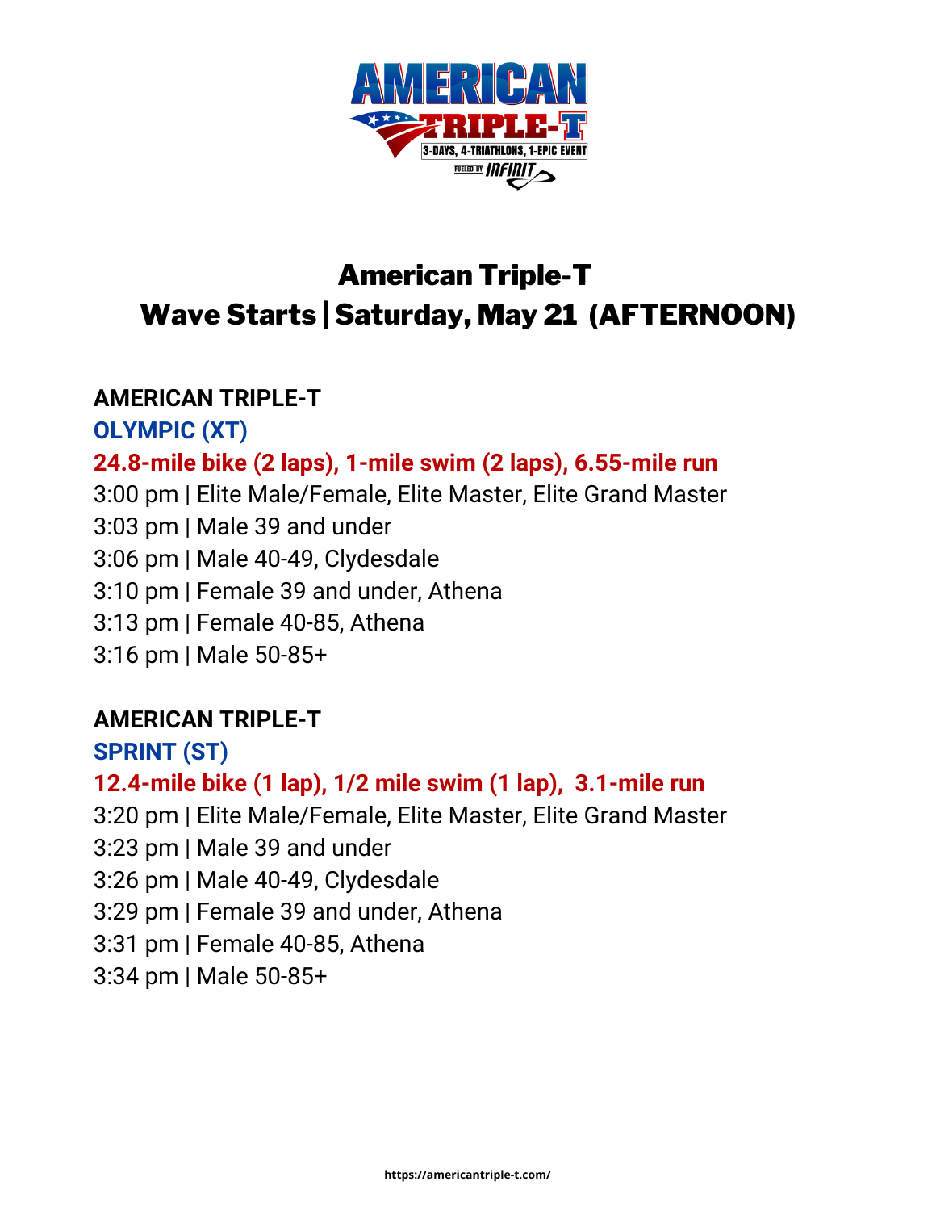# American Triple-T
## Wave Starts | Saturday, May 21 (AFTERNOON)

**AMERICAN TRIPLE-T**

**OLYMPIC (XT)**

**24.8-mile bike (2 laps), 1-mile swim (2 laps), 6.55-mile run**

3:00 pm | Elite Male/Female, Elite Master, Elite Grand Master
3:03 pm | Male 39 and under
3:06 pm | Male 40-49, Clydesdale
3:10 pm | Female 39 and under, Athena
3:13 pm | Female 40-85, Athena
3:16 pm | Male 50-85+

**AMERICAN TRIPLE-T**

**SPRINT (ST)**

**12.4-mile bike (1 lap), 1/2 mile swim (1 lap), 3.1-mile run**

3:20 pm | Elite Male/Female, Elite Master, Elite Grand Master
3:23 pm | Male 39 and under
3:26 pm | Male 40-49, Clydesdale
3:29 pm | Female 39 and under, Athena
3:31 pm | Female 40-85, Athena
3:34 pm | Male 50-85+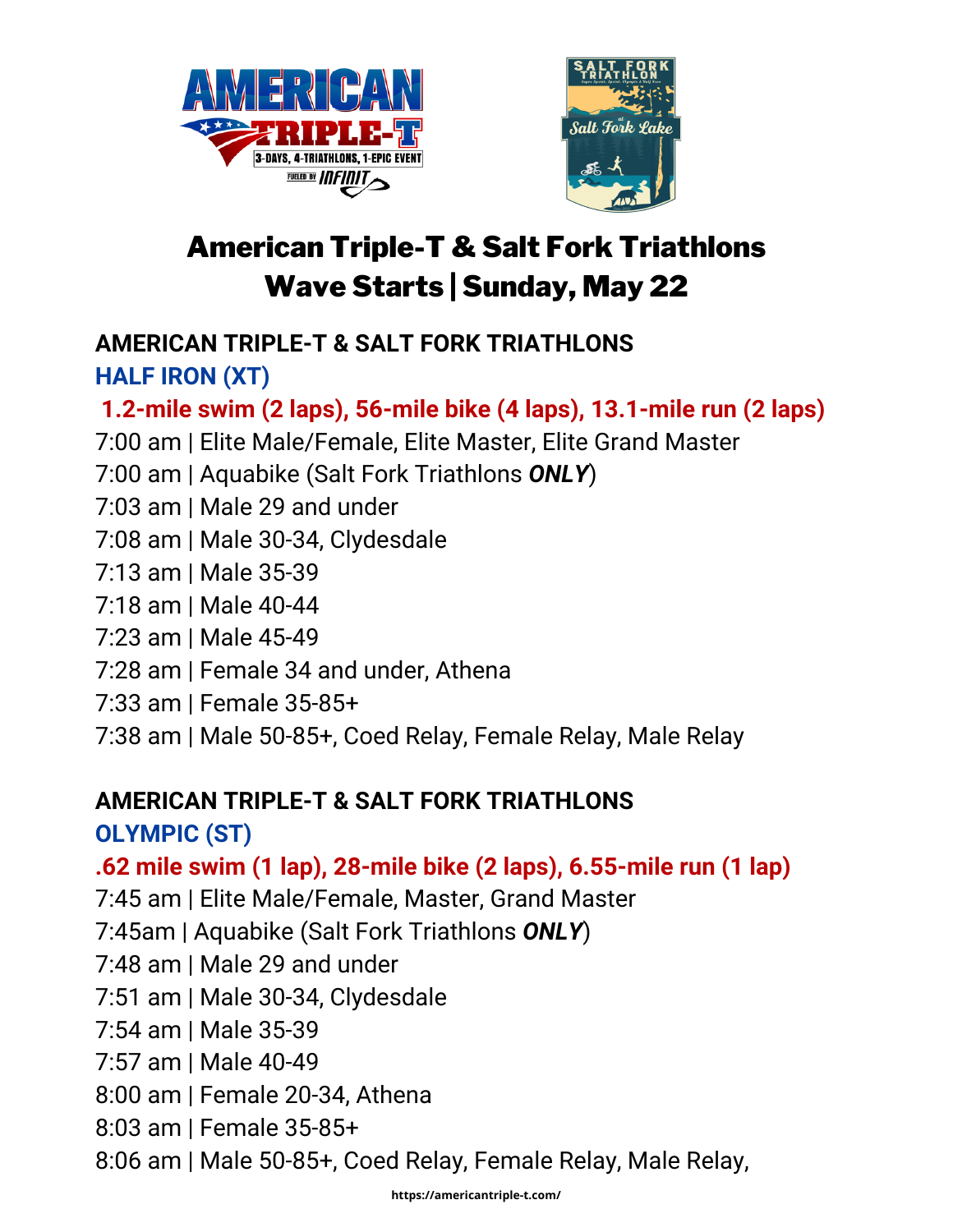# American Triple-T & Salt Fork Triathlons Wave Starts | Sunday, May 22

## AMERICAN TRIPLE-T & SALT FORK TRIATHLONS

### HALF IRON (XT)

**1.2-mile swim (2 laps), 56-mile bike (4 laps), 13.1-mile run (2 laps)**

7:00 am | Elite Male/Female, Elite Master, Elite Grand Master
7:00 am | Aquabike (Salt Fork Triathlons ***ONLY***)
7:03 am | Male 29 and under
7:08 am | Male 30-34, Clydesdale
7:13 am | Male 35-39
7:18 am | Male 40-44
7:23 am | Male 45-49
7:28 am | Female 34 and under, Athena
7:33 am | Female 35-85+
7:38 am | Male 50-85+, Coed Relay, Female Relay, Male Relay

## AMERICAN TRIPLE-T & SALT FORK TRIATHLONS

### OLYMPIC (ST)

**.62 mile swim (1 lap), 28-mile bike (2 laps), 6.55-mile run (1 lap)**

7:45 am | Elite Male/Female, Master, Grand Master
7:45am | Aquabike (Salt Fork Triathlons ***ONLY***)
7:48 am | Male 29 and under
7:51 am | Male 30-34, Clydesdale
7:54 am | Male 35-39
7:57 am | Male 40-49
8:00 am | Female 20-34, Athena
8:03 am | Female 35-85+
8:06 am | Male 50-85+, Coed Relay, Female Relay, Male Relay,

https://americantriple-t.com/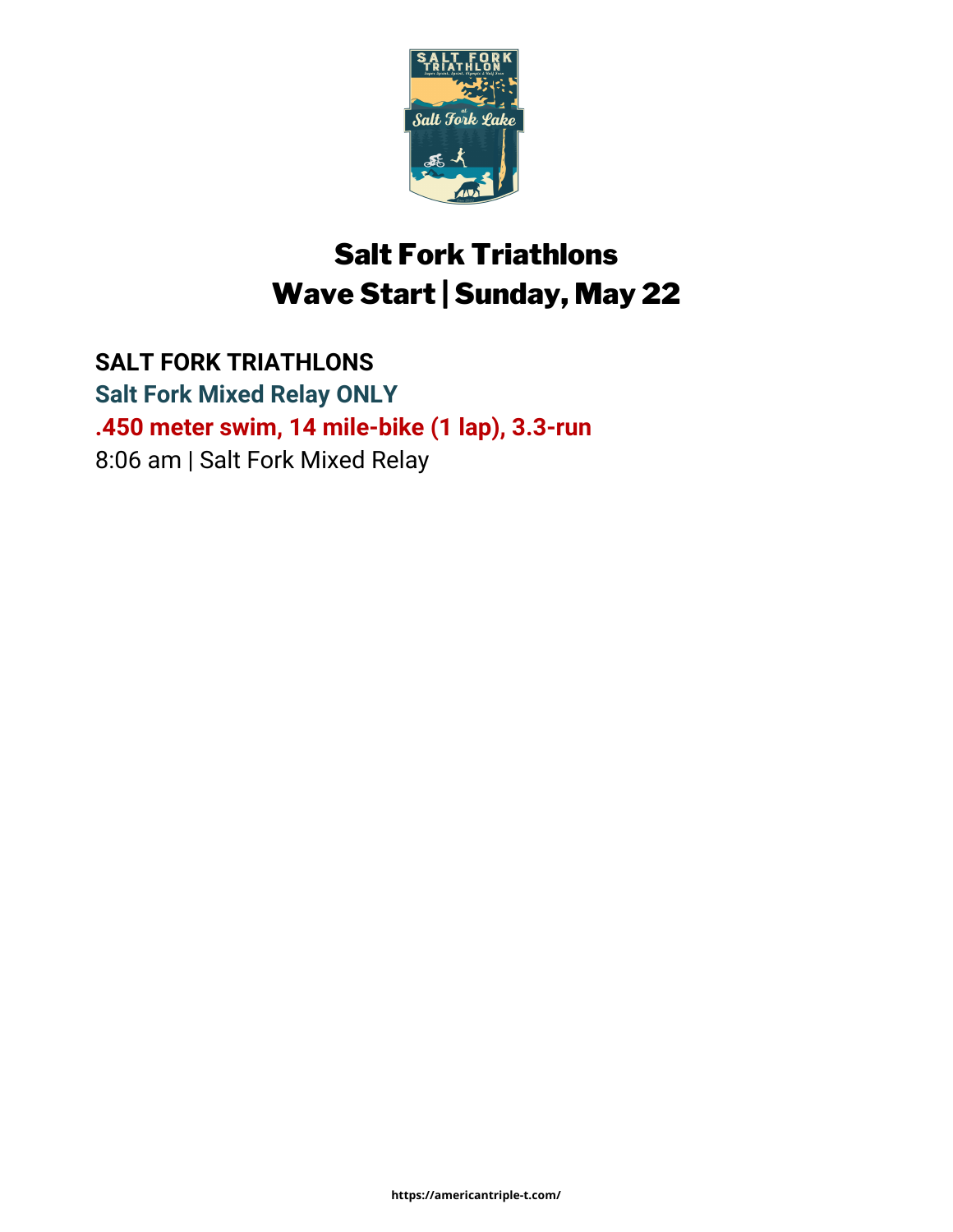# Salt Fork Triathlons
# Wave Start | Sunday, May 22

**SALT FORK TRIATHLONS**

**Salt Fork Mixed Relay ONLY**

**.450 meter swim, 14 mile-bike (1 lap), 3.3-run**

8:06 am | Salt Fork Mixed Relay